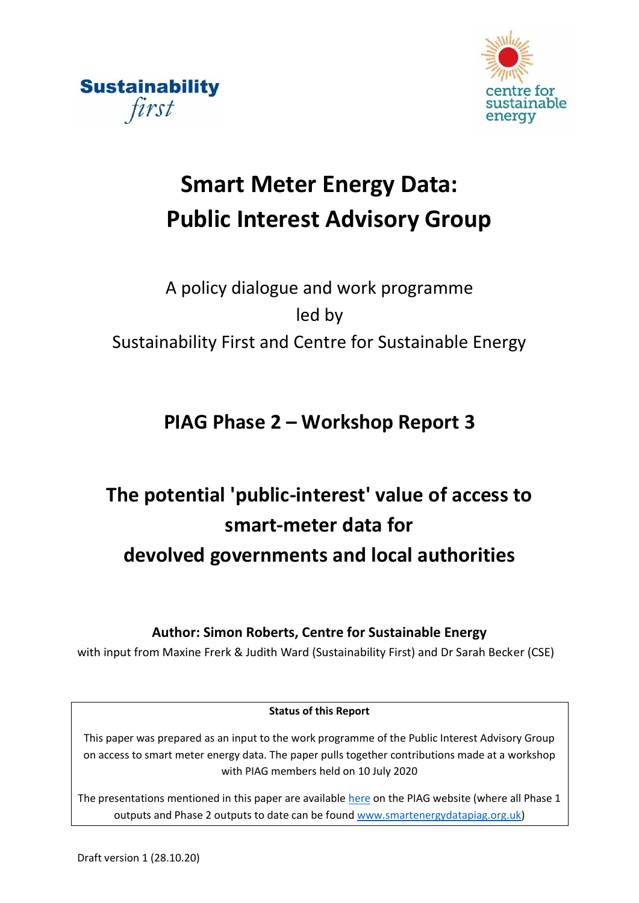Sustainability first

centre for sustainable energy

# Smart Meter Energy Data: Public Interest Advisory Group

A policy dialogue and work programme led by Sustainability First and Centre for Sustainable Energy

## PIAG Phase 2 – Workshop Report 3

## The potential 'public-interest' value of access to smart-meter data for devolved governments and local authorities

**Author: Simon Roberts, Centre for Sustainable Energy**

with input from Maxine Frerk & Judith Ward (Sustainability First) and Dr Sarah Becker (CSE)

**Status of this Report**

This paper was prepared as an input to the work programme of the Public Interest Advisory Group on access to smart meter energy data. The paper pulls together contributions made at a workshop with PIAG members held on 10 July 2020

The presentations mentioned in this paper are available here on the PIAG website (where all Phase 1 outputs and Phase 2 outputs to date can be found www.smartenergydatapiag.org.uk)

Draft version 1 (28.10.20)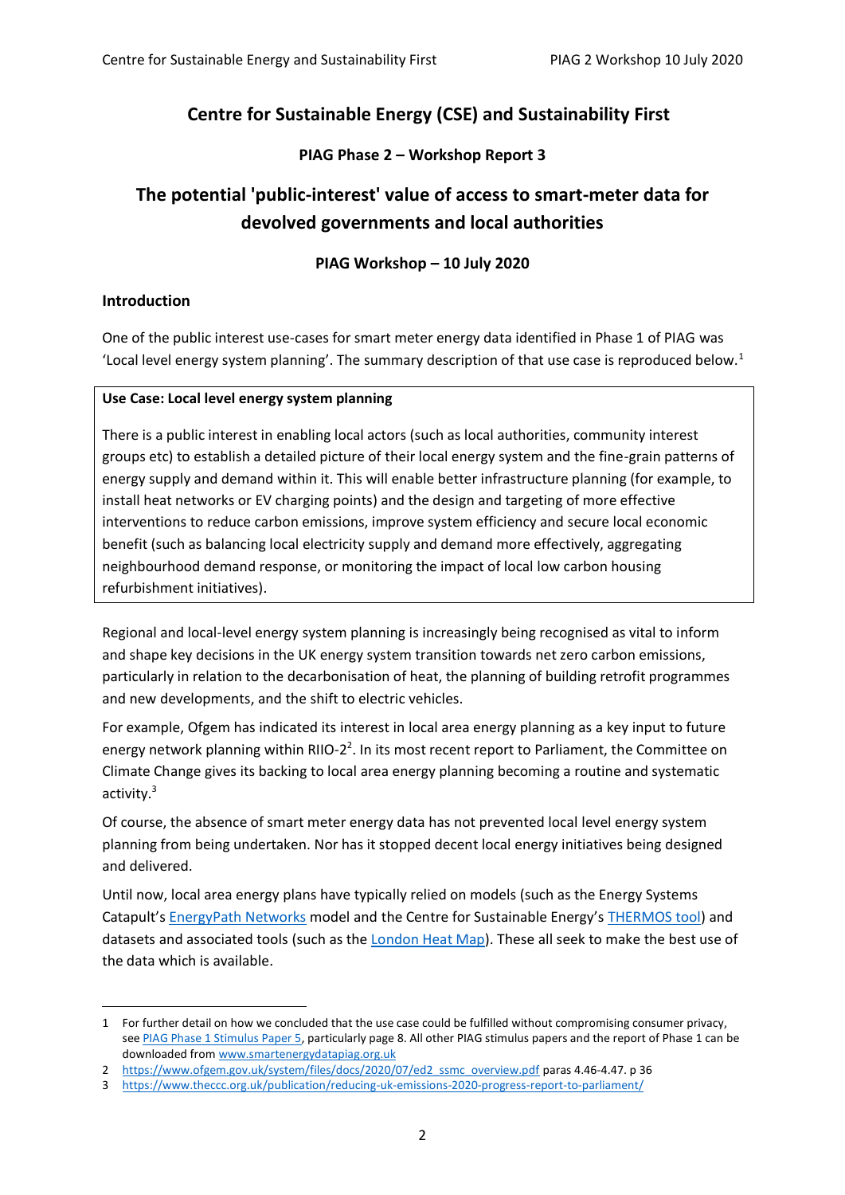# Centre for Sustainable Energy (CSE) and Sustainability First

### PIAG Phase 2 – Workshop Report 3

## The potential 'public-interest' value of access to smart-meter data for devolved governments and local authorities

### PIAG Workshop – 10 July 2020

**Introduction**

One of the public interest use-cases for smart meter energy data identified in Phase 1 of PIAG was 'Local level energy system planning'. The summary description of that use case is reproduced below.[1]

> **Use Case: Local level energy system planning**
>
> There is a public interest in enabling local actors (such as local authorities, community interest groups etc) to establish a detailed picture of their local energy system and the fine-grain patterns of energy supply and demand within it. This will enable better infrastructure planning (for example, to install heat networks or EV charging points) and the design and targeting of more effective interventions to reduce carbon emissions, improve system efficiency and secure local economic benefit (such as balancing local electricity supply and demand more effectively, aggregating neighbourhood demand response, or monitoring the impact of local low carbon housing refurbishment initiatives).

Regional and local-level energy system planning is increasingly being recognised as vital to inform and shape key decisions in the UK energy system transition towards net zero carbon emissions, particularly in relation to the decarbonisation of heat, the planning of building retrofit programmes and new developments, and the shift to electric vehicles.

For example, Ofgem has indicated its interest in local area energy planning as a key input to future energy network planning within RIIO-2[2]. In its most recent report to Parliament, the Committee on Climate Change gives its backing to local area energy planning becoming a routine and systematic activity.[3]

Of course, the absence of smart meter energy data has not prevented local level energy system planning from being undertaken. Nor has it stopped decent local energy initiatives being designed and delivered.

Until now, local area energy plans have typically relied on models (such as the Energy Systems Catapult's EnergyPath Networks model and the Centre for Sustainable Energy's THERMOS tool) and datasets and associated tools (such as the London Heat Map). These all seek to make the best use of the data which is available.

---

1 For further detail on how we concluded that the use case could be fulfilled without compromising consumer privacy, see PIAG Phase 1 Stimulus Paper 5, particularly page 8. All other PIAG stimulus papers and the report of Phase 1 can be downloaded from www.smartenergydatapiag.org.uk

2 https://www.ofgem.gov.uk/system/files/docs/2020/07/ed2_ssmc_overview.pdf paras 4.46-4.47. p 36

3 https://www.theccc.org.uk/publication/reducing-uk-emissions-2020-progress-report-to-parliament/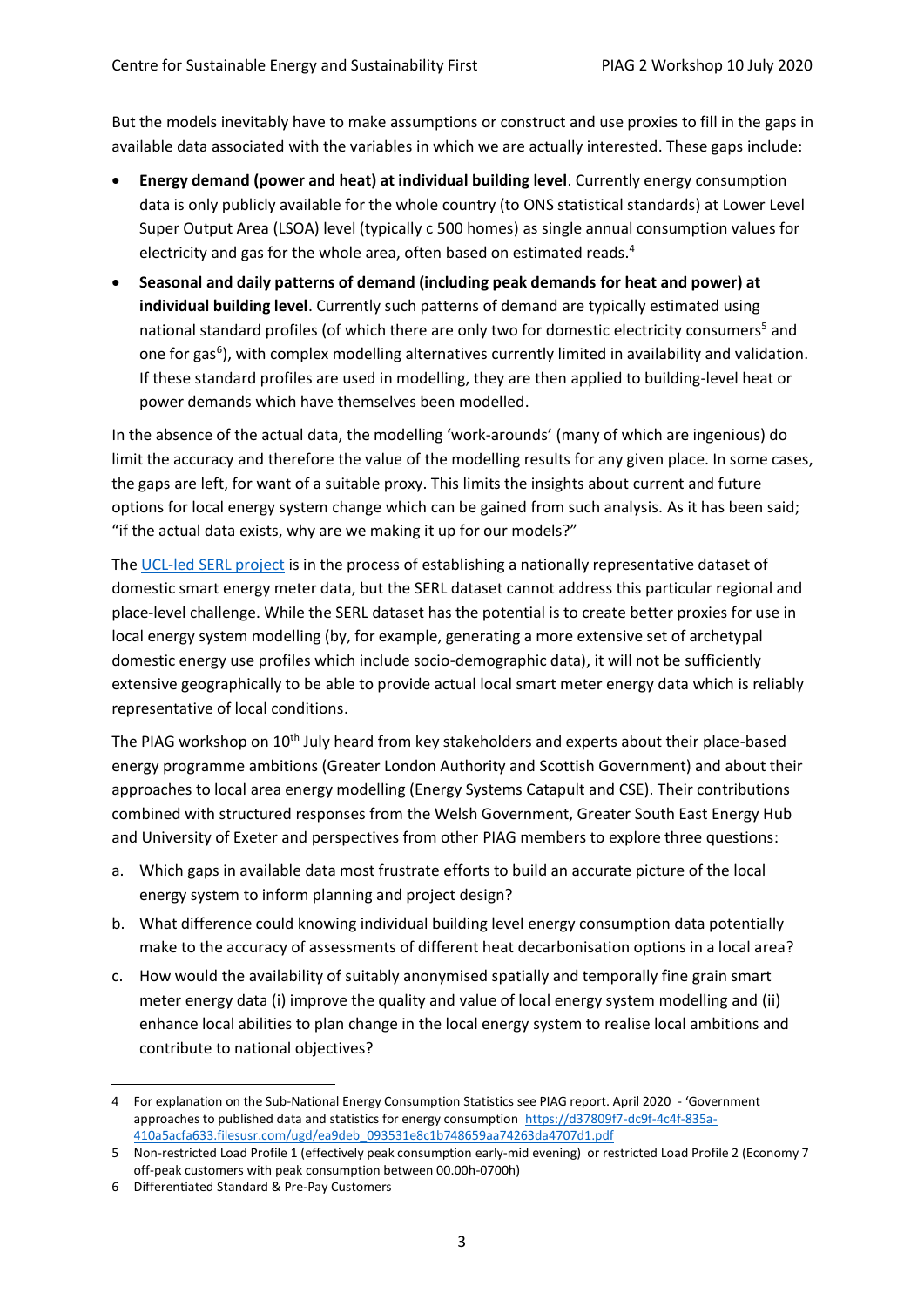But the models inevitably have to make assumptions or construct and use proxies to fill in the gaps in available data associated with the variables in which we are actually interested. These gaps include:

- **Energy demand (power and heat) at individual building level**. Currently energy consumption data is only publicly available for the whole country (to ONS statistical standards) at Lower Level Super Output Area (LSOA) level (typically c 500 homes) as single annual consumption values for electricity and gas for the whole area, often based on estimated reads.[4]
- **Seasonal and daily patterns of demand (including peak demands for heat and power) at individual building level**. Currently such patterns of demand are typically estimated using national standard profiles (of which there are only two for domestic electricity consumers[5] and one for gas[6]), with complex modelling alternatives currently limited in availability and validation. If these standard profiles are used in modelling, they are then applied to building-level heat or power demands which have themselves been modelled.

In the absence of the actual data, the modelling 'work-arounds' (many of which are ingenious) do limit the accuracy and therefore the value of the modelling results for any given place. In some cases, the gaps are left, for want of a suitable proxy. This limits the insights about current and future options for local energy system change which can be gained from such analysis. As it has been said; "if the actual data exists, why are we making it up for our models?"

The UCL-led SERL project is in the process of establishing a nationally representative dataset of domestic smart energy meter data, but the SERL dataset cannot address this particular regional and place-level challenge. While the SERL dataset has the potential is to create better proxies for use in local energy system modelling (by, for example, generating a more extensive set of archetypal domestic energy use profiles which include socio-demographic data), it will not be sufficiently extensive geographically to be able to provide actual local smart meter energy data which is reliably representative of local conditions.

The PIAG workshop on 10th July heard from key stakeholders and experts about their place-based energy programme ambitions (Greater London Authority and Scottish Government) and about their approaches to local area energy modelling (Energy Systems Catapult and CSE). Their contributions combined with structured responses from the Welsh Government, Greater South East Energy Hub and University of Exeter and perspectives from other PIAG members to explore three questions:

a. Which gaps in available data most frustrate efforts to build an accurate picture of the local energy system to inform planning and project design?
b. What difference could knowing individual building level energy consumption data potentially make to the accuracy of assessments of different heat decarbonisation options in a local area?
c. How would the availability of suitably anonymised spatially and temporally fine grain smart meter energy data (i) improve the quality and value of local energy system modelling and (ii) enhance local abilities to plan change in the local energy system to realise local ambitions and contribute to national objectives?

---

4 For explanation on the Sub-National Energy Consumption Statistics see PIAG report. April 2020 - 'Government approaches to published data and statistics for energy consumption https://d37809f7-dc9f-4c4f-835a-410a5acfa633.filesusr.com/ugd/ea9deb_093531e8c1b748659aa74263da4707d1.pdf

5 Non-restricted Load Profile 1 (effectively peak consumption early-mid evening) or restricted Load Profile 2 (Economy 7 off-peak customers with peak consumption between 00.00h-0700h)

6 Differentiated Standard & Pre-Pay Customers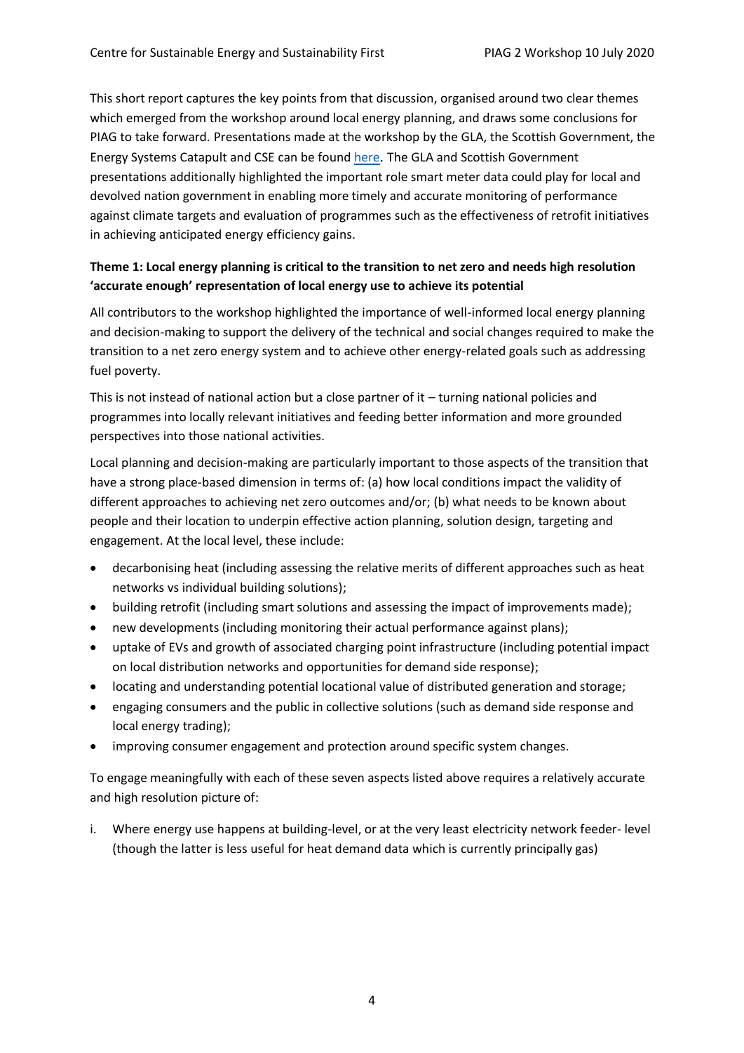This short report captures the key points from that discussion, organised around two clear themes which emerged from the workshop around local energy planning, and draws some conclusions for PIAG to take forward. Presentations made at the workshop by the GLA, the Scottish Government, the Energy Systems Catapult and CSE can be found here. The GLA and Scottish Government presentations additionally highlighted the important role smart meter data could play for local and devolved nation government in enabling more timely and accurate monitoring of performance against climate targets and evaluation of programmes such as the effectiveness of retrofit initiatives in achieving anticipated energy efficiency gains.

**Theme 1: Local energy planning is critical to the transition to net zero and needs high resolution 'accurate enough' representation of local energy use to achieve its potential**

All contributors to the workshop highlighted the importance of well-informed local energy planning and decision-making to support the delivery of the technical and social changes required to make the transition to a net zero energy system and to achieve other energy-related goals such as addressing fuel poverty.

This is not instead of national action but a close partner of it – turning national policies and programmes into locally relevant initiatives and feeding better information and more grounded perspectives into those national activities.

Local planning and decision-making are particularly important to those aspects of the transition that have a strong place-based dimension in terms of: (a) how local conditions impact the validity of different approaches to achieving net zero outcomes and/or; (b) what needs to be known about people and their location to underpin effective action planning, solution design, targeting and engagement. At the local level, these include:

- decarbonising heat (including assessing the relative merits of different approaches such as heat networks vs individual building solutions);
- building retrofit (including smart solutions and assessing the impact of improvements made);
- new developments (including monitoring their actual performance against plans);
- uptake of EVs and growth of associated charging point infrastructure (including potential impact on local distribution networks and opportunities for demand side response);
- locating and understanding potential locational value of distributed generation and storage;
- engaging consumers and the public in collective solutions (such as demand side response and local energy trading);
- improving consumer engagement and protection around specific system changes.

To engage meaningfully with each of these seven aspects listed above requires a relatively accurate and high resolution picture of:

i. Where energy use happens at building-level, or at the very least electricity network feeder- level (though the latter is less useful for heat demand data which is currently principally gas)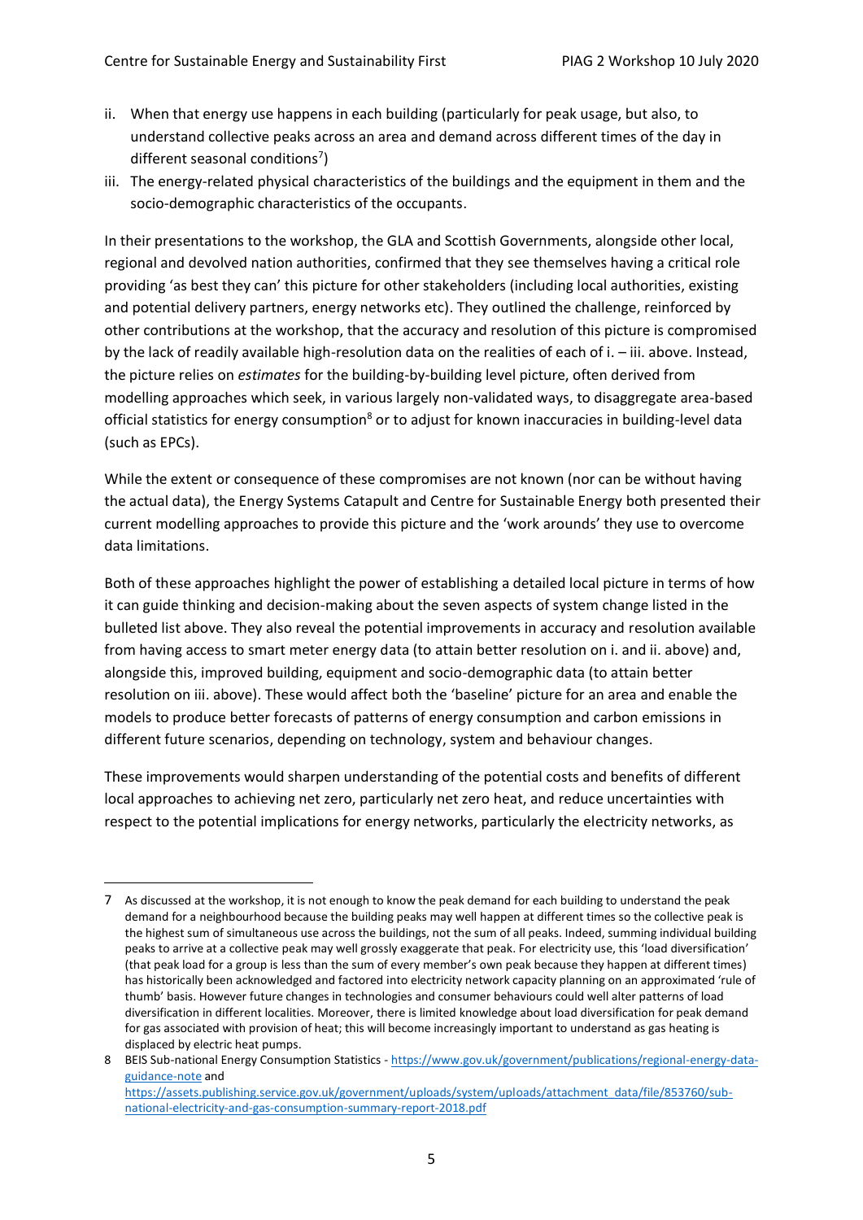ii. When that energy use happens in each building (particularly for peak usage, but also, to understand collective peaks across an area and demand across different times of the day in different seasonal conditions[7])
iii. The energy-related physical characteristics of the buildings and the equipment in them and the socio-demographic characteristics of the occupants.

In their presentations to the workshop, the GLA and Scottish Governments, alongside other local, regional and devolved nation authorities, confirmed that they see themselves having a critical role providing 'as best they can' this picture for other stakeholders (including local authorities, existing and potential delivery partners, energy networks etc). They outlined the challenge, reinforced by other contributions at the workshop, that the accuracy and resolution of this picture is compromised by the lack of readily available high-resolution data on the realities of each of i. – iii. above. Instead, the picture relies on *estimates* for the building-by-building level picture, often derived from modelling approaches which seek, in various largely non-validated ways, to disaggregate area-based official statistics for energy consumption[8] or to adjust for known inaccuracies in building-level data (such as EPCs).

While the extent or consequence of these compromises are not known (nor can be without having the actual data), the Energy Systems Catapult and Centre for Sustainable Energy both presented their current modelling approaches to provide this picture and the 'work arounds' they use to overcome data limitations.

Both of these approaches highlight the power of establishing a detailed local picture in terms of how it can guide thinking and decision-making about the seven aspects of system change listed in the bulleted list above. They also reveal the potential improvements in accuracy and resolution available from having access to smart meter energy data (to attain better resolution on i. and ii. above) and, alongside this, improved building, equipment and socio-demographic data (to attain better resolution on iii. above). These would affect both the 'baseline' picture for an area and enable the models to produce better forecasts of patterns of energy consumption and carbon emissions in different future scenarios, depending on technology, system and behaviour changes.

These improvements would sharpen understanding of the potential costs and benefits of different local approaches to achieving net zero, particularly net zero heat, and reduce uncertainties with respect to the potential implications for energy networks, particularly the electricity networks, as

---

7 As discussed at the workshop, it is not enough to know the peak demand for each building to understand the peak demand for a neighbourhood because the building peaks may well happen at different times so the collective peak is the highest sum of simultaneous use across the buildings, not the sum of all peaks. Indeed, summing individual building peaks to arrive at a collective peak may well grossly exaggerate that peak. For electricity use, this 'load diversification' (that peak load for a group is less than the sum of every member's own peak because they happen at different times) has historically been acknowledged and factored into electricity network capacity planning on an approximated 'rule of thumb' basis. However future changes in technologies and consumer behaviours could well alter patterns of load diversification in different localities. Moreover, there is limited knowledge about load diversification for peak demand for gas associated with provision of heat; this will become increasingly important to understand as gas heating is displaced by electric heat pumps.

8 BEIS Sub-national Energy Consumption Statistics - https://www.gov.uk/government/publications/regional-energy-data-guidance-note and https://assets.publishing.service.gov.uk/government/uploads/system/uploads/attachment_data/file/853760/sub-national-electricity-and-gas-consumption-summary-report-2018.pdf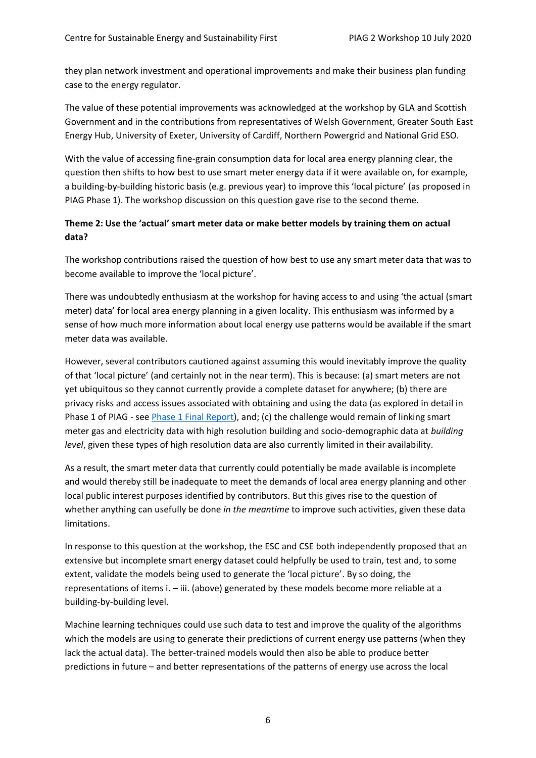they plan network investment and operational improvements and make their business plan funding case to the energy regulator.

The value of these potential improvements was acknowledged at the workshop by GLA and Scottish Government and in the contributions from representatives of Welsh Government, Greater South East Energy Hub, University of Exeter, University of Cardiff, Northern Powergrid and National Grid ESO.

With the value of accessing fine-grain consumption data for local area energy planning clear, the question then shifts to how best to use smart meter energy data if it were available on, for example, a building-by-building historic basis (e.g. previous year) to improve this 'local picture' (as proposed in PIAG Phase 1). The workshop discussion on this question gave rise to the second theme.

**Theme 2: Use the 'actual' smart meter data or make better models by training them on actual data?**

The workshop contributions raised the question of how best to use any smart meter data that was to become available to improve the 'local picture'.

There was undoubtedly enthusiasm at the workshop for having access to and using 'the actual (smart meter) data' for local area energy planning in a given locality. This enthusiasm was informed by a sense of how much more information about local energy use patterns would be available if the smart meter data was available.

However, several contributors cautioned against assuming this would inevitably improve the quality of that 'local picture' (and certainly not in the near term). This is because: (a) smart meters are not yet ubiquitous so they cannot currently provide a complete dataset for anywhere; (b) there are privacy risks and access issues associated with obtaining and using the data (as explored in detail in Phase 1 of PIAG - see Phase 1 Final Report), and; (c) the challenge would remain of linking smart meter gas and electricity data with high resolution building and socio-demographic data at *building level*, given these types of high resolution data are also currently limited in their availability.

As a result, the smart meter data that currently could potentially be made available is incomplete and would thereby still be inadequate to meet the demands of local area energy planning and other local public interest purposes identified by contributors. But this gives rise to the question of whether anything can usefully be done *in the meantime* to improve such activities, given these data limitations.

In response to this question at the workshop, the ESC and CSE both independently proposed that an extensive but incomplete smart energy dataset could helpfully be used to train, test and, to some extent, validate the models being used to generate the 'local picture'. By so doing, the representations of items i. – iii. (above) generated by these models become more reliable at a building-by-building level.

Machine learning techniques could use such data to test and improve the quality of the algorithms which the models are using to generate their predictions of current energy use patterns (when they lack the actual data). The better-trained models would then also be able to produce better predictions in future – and better representations of the patterns of energy use across the local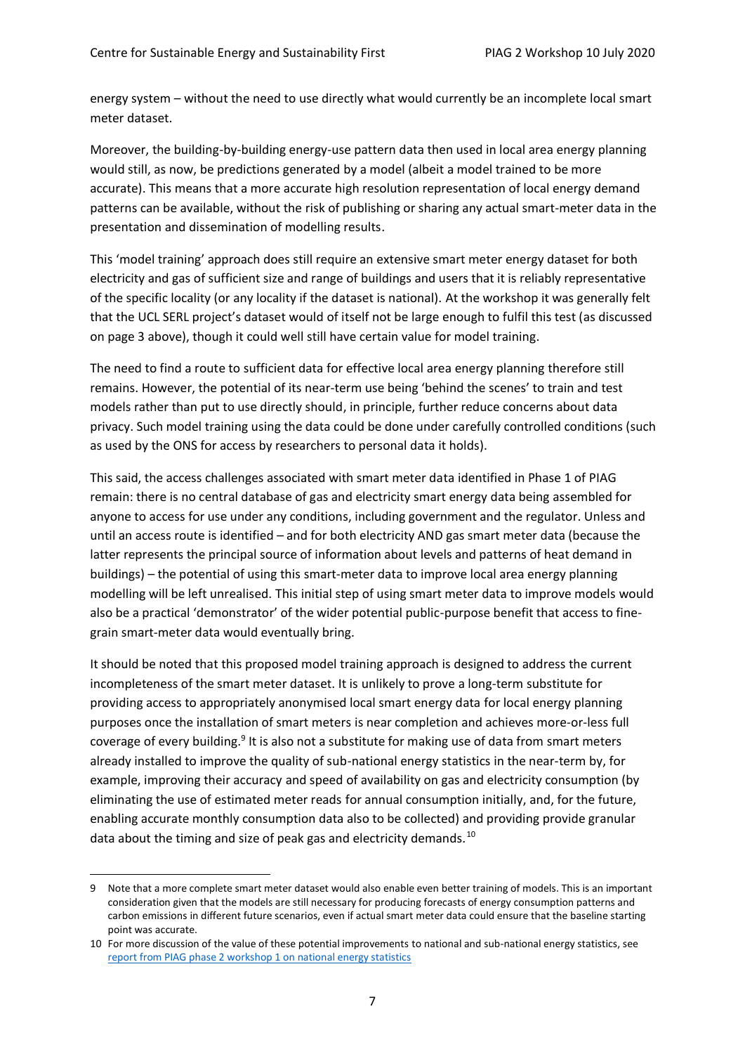energy system – without the need to use directly what would currently be an incomplete local smart meter dataset.

Moreover, the building-by-building energy-use pattern data then used in local area energy planning would still, as now, be predictions generated by a model (albeit a model trained to be more accurate). This means that a more accurate high resolution representation of local energy demand patterns can be available, without the risk of publishing or sharing any actual smart-meter data in the presentation and dissemination of modelling results.

This 'model training' approach does still require an extensive smart meter energy dataset for both electricity and gas of sufficient size and range of buildings and users that it is reliably representative of the specific locality (or any locality if the dataset is national). At the workshop it was generally felt that the UCL SERL project's dataset would of itself not be large enough to fulfil this test (as discussed on page 3 above), though it could well still have certain value for model training.

The need to find a route to sufficient data for effective local area energy planning therefore still remains. However, the potential of its near-term use being 'behind the scenes' to train and test models rather than put to use directly should, in principle, further reduce concerns about data privacy. Such model training using the data could be done under carefully controlled conditions (such as used by the ONS for access by researchers to personal data it holds).

This said, the access challenges associated with smart meter data identified in Phase 1 of PIAG remain: there is no central database of gas and electricity smart energy data being assembled for anyone to access for use under any conditions, including government and the regulator. Unless and until an access route is identified – and for both electricity AND gas smart meter data (because the latter represents the principal source of information about levels and patterns of heat demand in buildings) – the potential of using this smart-meter data to improve local area energy planning modelling will be left unrealised. This initial step of using smart meter data to improve models would also be a practical 'demonstrator' of the wider potential public-purpose benefit that access to fine-grain smart-meter data would eventually bring.

It should be noted that this proposed model training approach is designed to address the current incompleteness of the smart meter dataset. It is unlikely to prove a long-term substitute for providing access to appropriately anonymised local smart energy data for local energy planning purposes once the installation of smart meters is near completion and achieves more-or-less full coverage of every building.[9] It is also not a substitute for making use of data from smart meters already installed to improve the quality of sub-national energy statistics in the near-term by, for example, improving their accuracy and speed of availability on gas and electricity consumption (by eliminating the use of estimated meter reads for annual consumption initially, and, for the future, enabling accurate monthly consumption data also to be collected) and providing provide granular data about the timing and size of peak gas and electricity demands.[10]

---

[9] Note that a more complete smart meter dataset would also enable even better training of models. This is an important consideration given that the models are still necessary for producing forecasts of energy consumption patterns and carbon emissions in different future scenarios, even if actual smart meter data could ensure that the baseline starting point was accurate.

[10] For more discussion of the value of these potential improvements to national and sub-national energy statistics, see [report from PIAG phase 2 workshop 1 on national energy statistics]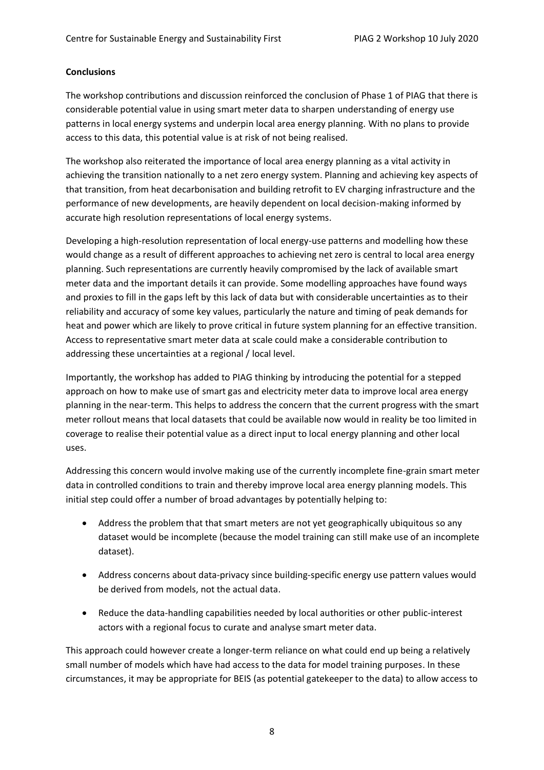**Conclusions**

The workshop contributions and discussion reinforced the conclusion of Phase 1 of PIAG that there is considerable potential value in using smart meter data to sharpen understanding of energy use patterns in local energy systems and underpin local area energy planning. With no plans to provide access to this data, this potential value is at risk of not being realised.

The workshop also reiterated the importance of local area energy planning as a vital activity in achieving the transition nationally to a net zero energy system. Planning and achieving key aspects of that transition, from heat decarbonisation and building retrofit to EV charging infrastructure and the performance of new developments, are heavily dependent on local decision-making informed by accurate high resolution representations of local energy systems.

Developing a high-resolution representation of local energy-use patterns and modelling how these would change as a result of different approaches to achieving net zero is central to local area energy planning. Such representations are currently heavily compromised by the lack of available smart meter data and the important details it can provide. Some modelling approaches have found ways and proxies to fill in the gaps left by this lack of data but with considerable uncertainties as to their reliability and accuracy of some key values, particularly the nature and timing of peak demands for heat and power which are likely to prove critical in future system planning for an effective transition. Access to representative smart meter data at scale could make a considerable contribution to addressing these uncertainties at a regional / local level.

Importantly, the workshop has added to PIAG thinking by introducing the potential for a stepped approach on how to make use of smart gas and electricity meter data to improve local area energy planning in the near-term. This helps to address the concern that the current progress with the smart meter rollout means that local datasets that could be available now would in reality be too limited in coverage to realise their potential value as a direct input to local energy planning and other local uses.

Addressing this concern would involve making use of the currently incomplete fine-grain smart meter data in controlled conditions to train and thereby improve local area energy planning models. This initial step could offer a number of broad advantages by potentially helping to:

- Address the problem that that smart meters are not yet geographically ubiquitous so any dataset would be incomplete (because the model training can still make use of an incomplete dataset).
- Address concerns about data-privacy since building-specific energy use pattern values would be derived from models, not the actual data.
- Reduce the data-handling capabilities needed by local authorities or other public-interest actors with a regional focus to curate and analyse smart meter data.

This approach could however create a longer-term reliance on what could end up being a relatively small number of models which have had access to the data for model training purposes. In these circumstances, it may be appropriate for BEIS (as potential gatekeeper to the data) to allow access to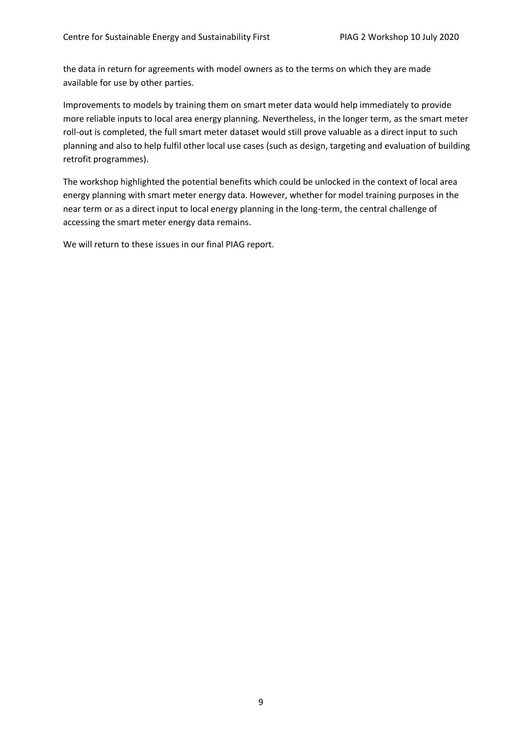the data in return for agreements with model owners as to the terms on which they are made available for use by other parties.

Improvements to models by training them on smart meter data would help immediately to provide more reliable inputs to local area energy planning. Nevertheless, in the longer term, as the smart meter roll-out is completed, the full smart meter dataset would still prove valuable as a direct input to such planning and also to help fulfil other local use cases (such as design, targeting and evaluation of building retrofit programmes).

The workshop highlighted the potential benefits which could be unlocked in the context of local area energy planning with smart meter energy data. However, whether for model training purposes in the near term or as a direct input to local energy planning in the long-term, the central challenge of accessing the smart meter energy data remains.

We will return to these issues in our final PIAG report.